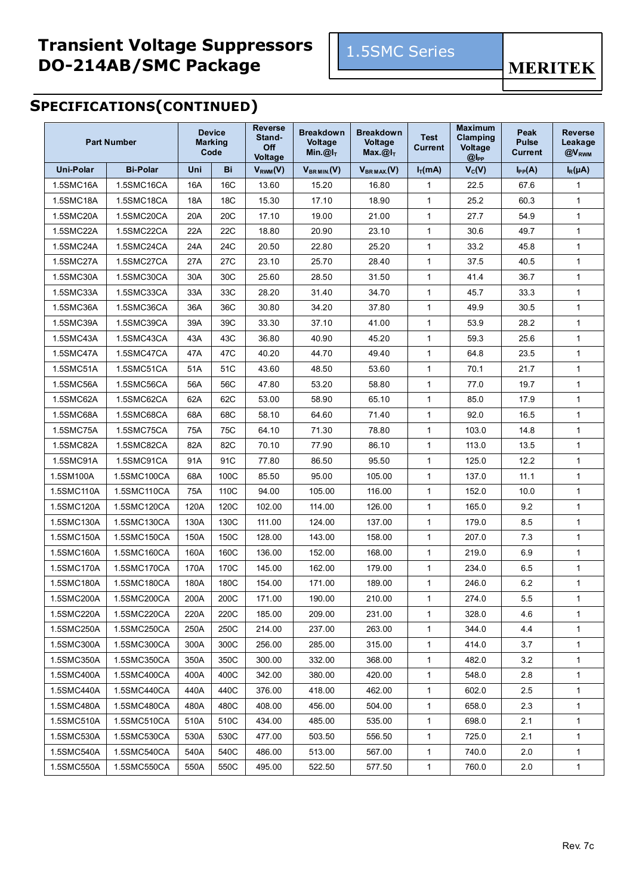# Transient Voltage Suppressors DO-214AB/SMC Package

1.5SMC Series

MERITEK

## SPECIFICATIONS(CONTINUED)

| Part Number | | Device Marking Code | | Reverse Stand-Off Voltage | Breakdown Voltage Min.@$I_T$ | Breakdown Voltage Max.@$I_T$ | Test Current | Maximum Clamping Voltage @$I_{PP}$ | Peak Pulse Current | Reverse Leakage @$V_{RWM}$ |
|---|---|---|---|---|---|---|---|---|---|---|
| Uni-Polar | Bi-Polar | Uni | Bi | $V_{RWM}$(V) | $V_{BR\,MIN.}$(V) | $V_{BR\,MAX.}$(V) | $I_T$(mA) | $V_C$(V) | $I_{PP}$(A) | $I_R$(μA) |
| 1.5SMC16A | 1.5SMC16CA | 16A | 16C | 13.60 | 15.20 | 16.80 | 1 | 22.5 | 67.6 | 1 |
| 1.5SMC18A | 1.5SMC18CA | 18A | 18C | 15.30 | 17.10 | 18.90 | 1 | 25.2 | 60.3 | 1 |
| 1.5SMC20A | 1.5SMC20CA | 20A | 20C | 17.10 | 19.00 | 21.00 | 1 | 27.7 | 54.9 | 1 |
| 1.5SMC22A | 1.5SMC22CA | 22A | 22C | 18.80 | 20.90 | 23.10 | 1 | 30.6 | 49.7 | 1 |
| 1.5SMC24A | 1.5SMC24CA | 24A | 24C | 20.50 | 22.80 | 25.20 | 1 | 33.2 | 45.8 | 1 |
| 1.5SMC27A | 1.5SMC27CA | 27A | 27C | 23.10 | 25.70 | 28.40 | 1 | 37.5 | 40.5 | 1 |
| 1.5SMC30A | 1.5SMC30CA | 30A | 30C | 25.60 | 28.50 | 31.50 | 1 | 41.4 | 36.7 | 1 |
| 1.5SMC33A | 1.5SMC33CA | 33A | 33C | 28.20 | 31.40 | 34.70 | 1 | 45.7 | 33.3 | 1 |
| 1.5SMC36A | 1.5SMC36CA | 36A | 36C | 30.80 | 34.20 | 37.80 | 1 | 49.9 | 30.5 | 1 |
| 1.5SMC39A | 1.5SMC39CA | 39A | 39C | 33.30 | 37.10 | 41.00 | 1 | 53.9 | 28.2 | 1 |
| 1.5SMC43A | 1.5SMC43CA | 43A | 43C | 36.80 | 40.90 | 45.20 | 1 | 59.3 | 25.6 | 1 |
| 1.5SMC47A | 1.5SMC47CA | 47A | 47C | 40.20 | 44.70 | 49.40 | 1 | 64.8 | 23.5 | 1 |
| 1.5SMC51A | 1.5SMC51CA | 51A | 51C | 43.60 | 48.50 | 53.60 | 1 | 70.1 | 21.7 | 1 |
| 1.5SMC56A | 1.5SMC56CA | 56A | 56C | 47.80 | 53.20 | 58.80 | 1 | 77.0 | 19.7 | 1 |
| 1.5SMC62A | 1.5SMC62CA | 62A | 62C | 53.00 | 58.90 | 65.10 | 1 | 85.0 | 17.9 | 1 |
| 1.5SMC68A | 1.5SMC68CA | 68A | 68C | 58.10 | 64.60 | 71.40 | 1 | 92.0 | 16.5 | 1 |
| 1.5SMC75A | 1.5SMC75CA | 75A | 75C | 64.10 | 71.30 | 78.80 | 1 | 103.0 | 14.8 | 1 |
| 1.5SMC82A | 1.5SMC82CA | 82A | 82C | 70.10 | 77.90 | 86.10 | 1 | 113.0 | 13.5 | 1 |
| 1.5SMC91A | 1.5SMC91CA | 91A | 91C | 77.80 | 86.50 | 95.50 | 1 | 125.0 | 12.2 | 1 |
| 1.5SM100A | 1.5SMC100CA | 68A | 100C | 85.50 | 95.00 | 105.00 | 1 | 137.0 | 11.1 | 1 |
| 1.5SMC110A | 1.5SMC110CA | 75A | 110C | 94.00 | 105.00 | 116.00 | 1 | 152.0 | 10.0 | 1 |
| 1.5SMC120A | 1.5SMC120CA | 120A | 120C | 102.00 | 114.00 | 126.00 | 1 | 165.0 | 9.2 | 1 |
| 1.5SMC130A | 1.5SMC130CA | 130A | 130C | 111.00 | 124.00 | 137.00 | 1 | 179.0 | 8.5 | 1 |
| 1.5SMC150A | 1.5SMC150CA | 150A | 150C | 128.00 | 143.00 | 158.00 | 1 | 207.0 | 7.3 | 1 |
| 1.5SMC160A | 1.5SMC160CA | 160A | 160C | 136.00 | 152.00 | 168.00 | 1 | 219.0 | 6.9 | 1 |
| 1.5SMC170A | 1.5SMC170CA | 170A | 170C | 145.00 | 162.00 | 179.00 | 1 | 234.0 | 6.5 | 1 |
| 1.5SMC180A | 1.5SMC180CA | 180A | 180C | 154.00 | 171.00 | 189.00 | 1 | 246.0 | 6.2 | 1 |
| 1.5SMC200A | 1.5SMC200CA | 200A | 200C | 171.00 | 190.00 | 210.00 | 1 | 274.0 | 5.5 | 1 |
| 1.5SMC220A | 1.5SMC220CA | 220A | 220C | 185.00 | 209.00 | 231.00 | 1 | 328.0 | 4.6 | 1 |
| 1.5SMC250A | 1.5SMC250CA | 250A | 250C | 214.00 | 237.00 | 263.00 | 1 | 344.0 | 4.4 | 1 |
| 1.5SMC300A | 1.5SMC300CA | 300A | 300C | 256.00 | 285.00 | 315.00 | 1 | 414.0 | 3.7 | 1 |
| 1.5SMC350A | 1.5SMC350CA | 350A | 350C | 300.00 | 332.00 | 368.00 | 1 | 482.0 | 3.2 | 1 |
| 1.5SMC400A | 1.5SMC400CA | 400A | 400C | 342.00 | 380.00 | 420.00 | 1 | 548.0 | 2.8 | 1 |
| 1.5SMC440A | 1.5SMC440CA | 440A | 440C | 376.00 | 418.00 | 462.00 | 1 | 602.0 | 2.5 | 1 |
| 1.5SMC480A | 1.5SMC480CA | 480A | 480C | 408.00 | 456.00 | 504.00 | 1 | 658.0 | 2.3 | 1 |
| 1.5SMC510A | 1.5SMC510CA | 510A | 510C | 434.00 | 485.00 | 535.00 | 1 | 698.0 | 2.1 | 1 |
| 1.5SMC530A | 1.5SMC530CA | 530A | 530C | 477.00 | 503.50 | 556.50 | 1 | 725.0 | 2.1 | 1 |
| 1.5SMC540A | 1.5SMC540CA | 540A | 540C | 486.00 | 513.00 | 567.00 | 1 | 740.0 | 2.0 | 1 |
| 1.5SMC550A | 1.5SMC550CA | 550A | 550C | 495.00 | 522.50 | 577.50 | 1 | 760.0 | 2.0 | 1 |

Rev. 7c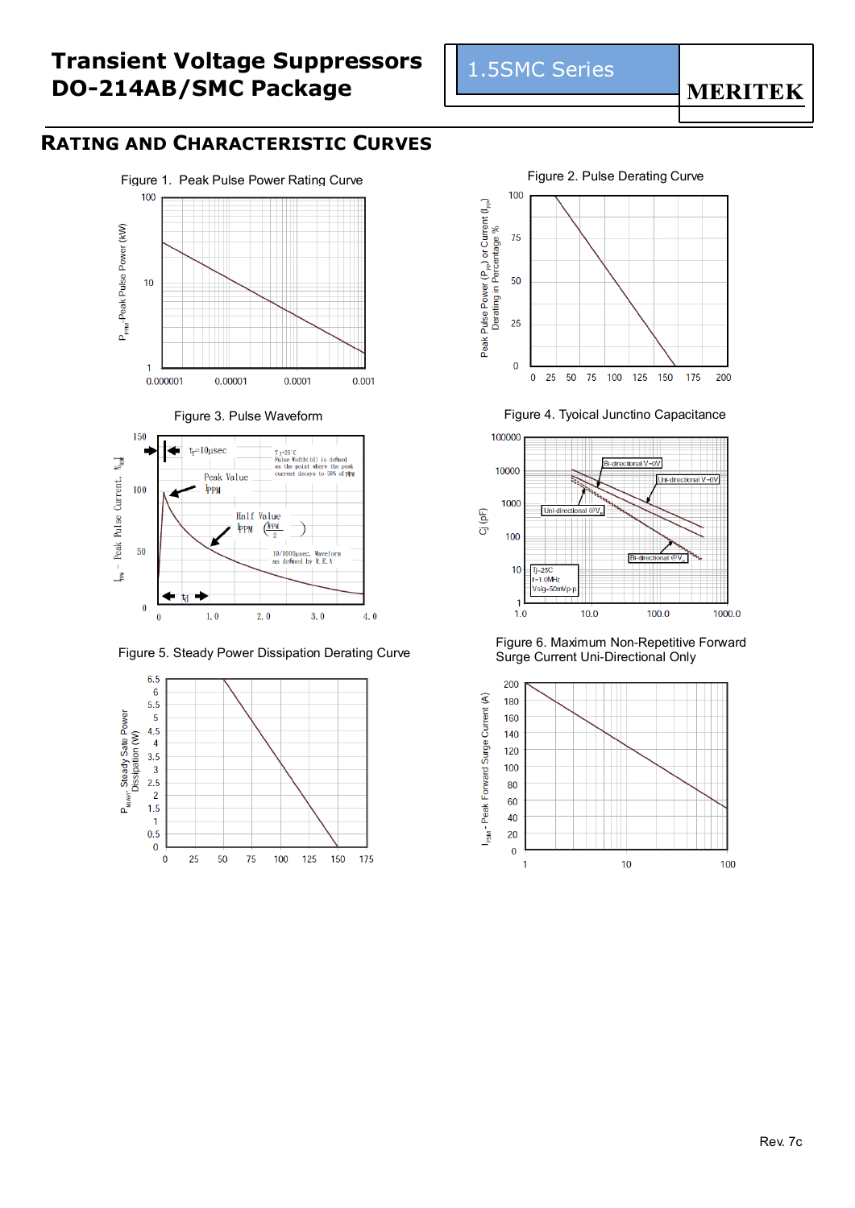## Rating and Characteristic Curves

Figure 1. Peak Pulse Power Rating Curve

$P_{PPM}$-Peak Pulse Power (kW)

100

10

1

0.000001 0.00001 0.0001 0.001

Figure 2. Pulse Derating Curve

Peak Pulse Power ($P_{PP}$) or Current ($I_{PP}$) Derating in Percentage %

100

75

50

25

0

0 25 50 75 100 125 150 175 200

Figure 3. Pulse Waveform

$I_{PP}$ - Peak Pulse Current, %$I_{RSM}$

150

100

50

0

$t_r$=10μsec

Tj=25°C
Pulse Width(td) is defined as the point where the peak current decays to 50% of IPPM

Peak Value IPPM

Half Value IPPM (IPPM/2)

10/1000μsec. Waveform as defined by R.E.A

td

0 1.0 2.0 3.0 4.0

Figure 4. Tyoical Junctino Capacitance

Cj (pF)

100000

10000

1000

100

10

1

Bi-directional V=0V

Uni-directional V=0V

Uni-directional @$V_R$

Bi-directional @$V_R$

Tj=25C
f=1.0MHz
Vsig=50mVp-p

1.0 10.0 100.0 1000.0

Figure 5. Steady Power Dissipation Derating Curve

$P_{M(AV)}$, Steady Sate Power Dissipation (W)

6.5
6
5.5
5
4.5
4
3.5
3
2.5
2
1.5
1
0.5
0

0 25 50 75 100 125 150 175

Figure 6. Maximum Non-Repetitive Forward Surge Current Uni-Directional Only

$I_{FSM}$ - Peak Forward Surge Current (A)

200
180
160
140
120
100
80
60
40
20
0

1 10 100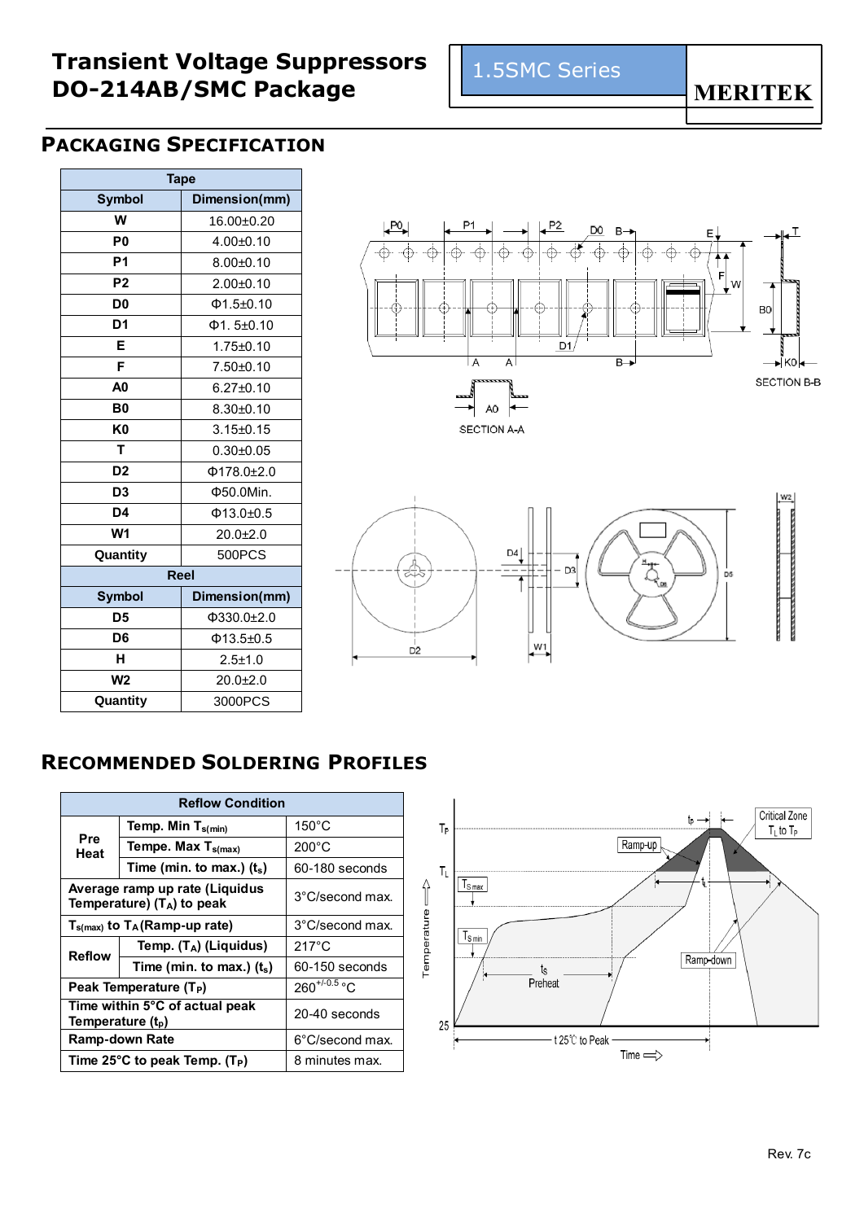# Transient Voltage Suppressors DO-214AB/SMC Package

1.5SMC Series

MERITEK

## PACKAGING SPECIFICATION

| Tape | |
|---|---|
| **Symbol** | **Dimension(mm)** |
| W | 16.00±0.20 |
| P0 | 4.00±0.10 |
| P1 | 8.00±0.10 |
| P2 | 2.00±0.10 |
| D0 | Φ1.5±0.10 |
| D1 | Φ1. 5±0.10 |
| E | 1.75±0.10 |
| F | 7.50±0.10 |
| A0 | 6.27±0.10 |
| B0 | 8.30±0.10 |
| K0 | 3.15±0.15 |
| T | 0.30±0.05 |
| D2 | Φ178.0±2.0 |
| D3 | Φ50.0Min. |
| D4 | Φ13.0±0.5 |
| W1 | 20.0±2.0 |
| Quantity | 500PCS |
| **Reel** | |
| **Symbol** | **Dimension(mm)** |
| D5 | Φ330.0±2.0 |
| D6 | Φ13.5±0.5 |
| H | 2.5±1.0 |
| W2 | 20.0±2.0 |
| Quantity | 3000PCS |

P0 P1 P2 D0 B E T F W B0 K0 D1 A A B

SECTION B-B

A0

SECTION A-A

D4 D3 D2 W1 D5 W2 H D6

## RECOMMENDED SOLDERING PROFILES

| Reflow Condition | | |
|---|---|---|
| Pre Heat | Temp. Min $T_{s(min)}$ | 150°C |
| | Tempe. Max $T_{s(max)}$ | 200°C |
| | Time (min. to max.) ($t_s$) | 60-180 seconds |
| Average ramp up rate (Liquidus Temperature) ($T_A$) to peak | | 3°C/second max. |
| $T_{s(max)}$ to $T_A$ (Ramp-up rate) | | 3°C/second max. |
| Reflow | Temp. ($T_A$) (Liquidus) | 217°C |
| | Time (min. to max.) ($t_s$) | 60-150 seconds |
| Peak Temperature ($T_P$) | | $260^{+/-0.5}$ °C |
| Time within 5°C of actual peak Temperature ($t_p$) | | 20-40 seconds |
| Ramp-down Rate | | 6°C/second max. |
| Time 25°C to peak Temp. ($T_P$) | | 8 minutes max. |

$T_P$
$T_L$
$T_{S\,max}$
$T_{S\,min}$
25
Temperature
$t_P$
Critical Zone
$T_L$ to $T_P$
Ramp-up
$t_L$
$t_S$
Preheat
Ramp-down
t 25℃ to Peak
Time

Rev. 7c